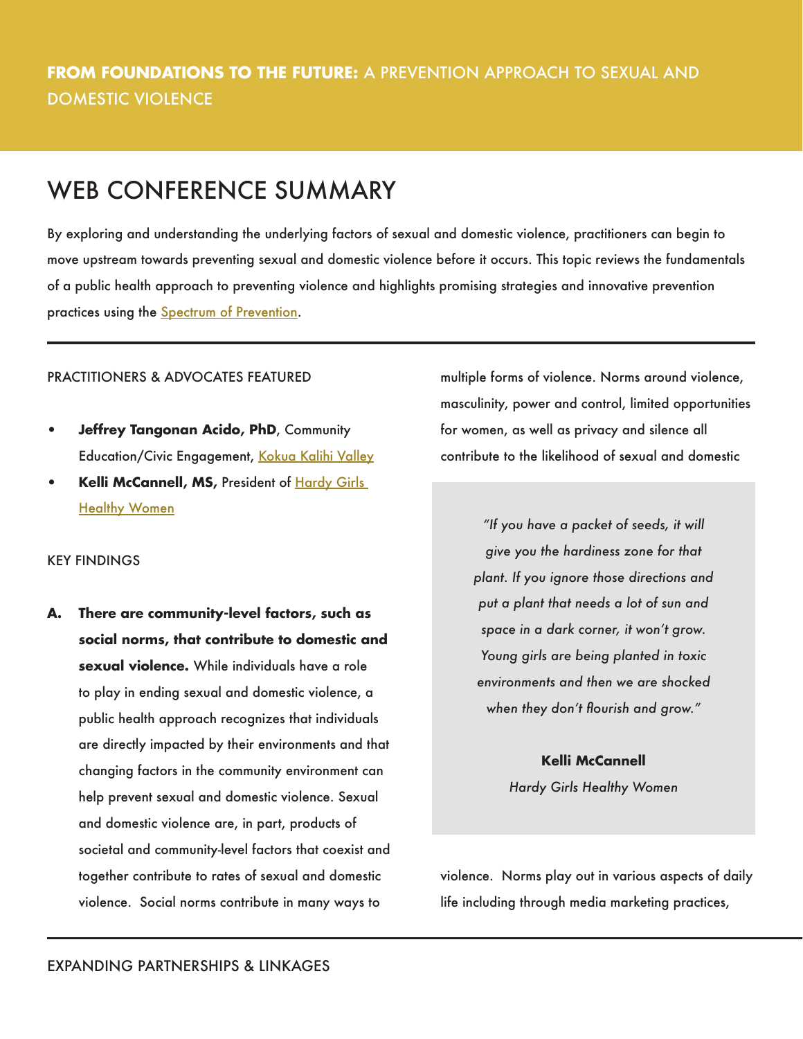**FROM FOUNDATIONS TO THE FUTURE:** A PREVENTION APPROACH TO SEXUAL AND DOMESTIC VIOLENCE

# WEB CONFERENCE SUMMARY

By exploring and understanding the underlying factors of sexual and domestic violence, practitioners can begin to move upstream towards preventing sexual and domestic violence before it occurs. This topic reviews the fundamentals of a public health approach to preventing violence and highlights promising strategies and innovative prevention practices using the Spectrum of Prevention.

## PRACTITIONERS & ADVOCATES FEATURED

- **Jeffrey Tangonan Acido, PhD**, Community Education/Civic Engagement, Kokua Kalihi Valley
- **Kelli McCannell, MS,** President of Hardy Girls Healthy Women

## KEY FINDINGS

**A. There are community-level factors, such as social norms, that contribute to domestic and sexual violence.** While individuals have a role to play in ending sexual and domestic violence, a public health approach recognizes that individuals are directly impacted by their environments and that changing factors in the community environment can help prevent sexual and domestic violence. Sexual and domestic violence are, in part, products of societal and community-level factors that coexist and together contribute to rates of sexual and domestic violence. Social norms contribute in many ways to multiple forms of violence. Norms around violence, masculinity, power and control, limited opportunities for women, as well as privacy and silence all contribute to the likelihood of sexual and domestic violence. Norms play out in various aspects of daily life including through media marketing practices,

> *"If you have a packet of seeds, it will give you the hardiness zone for that plant. If you ignore those directions and put a plant that needs a lot of sun and space in a dark corner, it won't grow. Young girls are being planted in toxic environments and then we are shocked when they don't flourish and grow."*
>
> **Kelli McCannell**
> *Hardy Girls Healthy Women*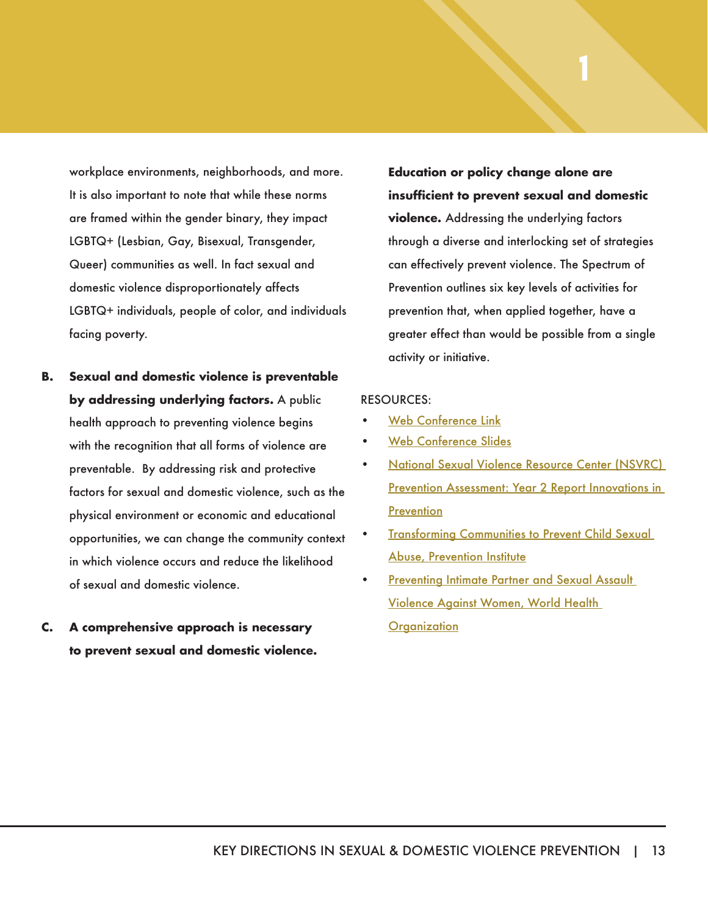workplace environments, neighborhoods, and more. It is also important to note that while these norms are framed within the gender binary, they impact LGBTQ+ (Lesbian, Gay, Bisexual, Transgender, Queer) communities as well. In fact sexual and domestic violence disproportionately affects LGBTQ+ individuals, people of color, and individuals facing poverty.

**B. Sexual and domestic violence is preventable by addressing underlying factors.** A public health approach to preventing violence begins with the recognition that all forms of violence are preventable. By addressing risk and protective factors for sexual and domestic violence, such as the physical environment or economic and educational opportunities, we can change the community context in which violence occurs and reduce the likelihood of sexual and domestic violence.

**C. A comprehensive approach is necessary to prevent sexual and domestic violence. Education or policy change alone are insufficient to prevent sexual and domestic violence.** Addressing the underlying factors through a diverse and interlocking set of strategies can effectively prevent violence. The Spectrum of Prevention outlines six key levels of activities for prevention that, when applied together, have a greater effect than would be possible from a single activity or initiative.

RESOURCES:

- Web Conference Link
- Web Conference Slides
- National Sexual Violence Resource Center (NSVRC) Prevention Assessment: Year 2 Report Innovations in Prevention
- Transforming Communities to Prevent Child Sexual Abuse, Prevention Institute
- Preventing Intimate Partner and Sexual Assault Violence Against Women, World Health Organization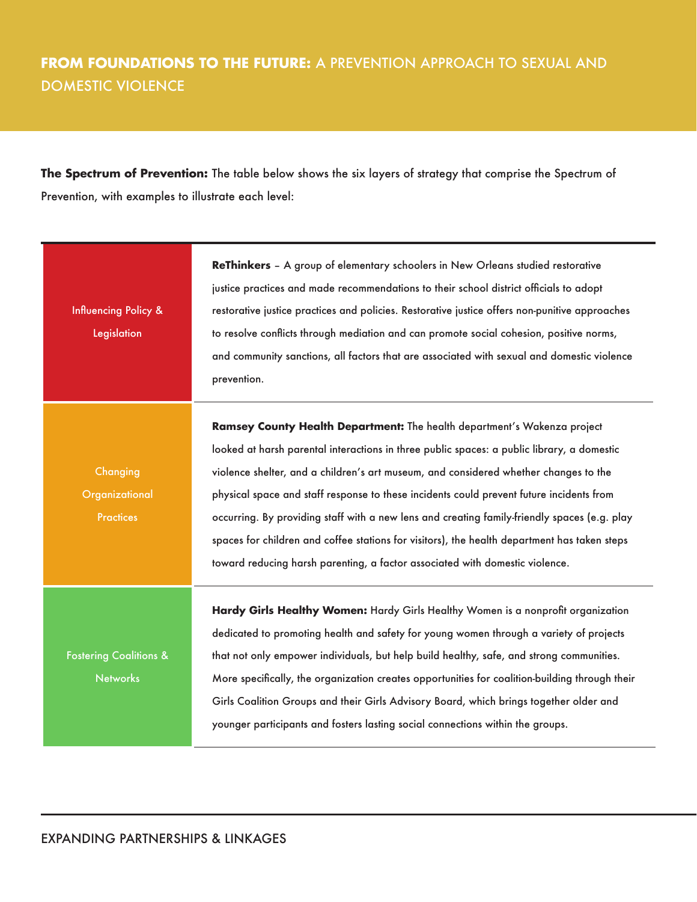**The Spectrum of Prevention:** The table below shows the six layers of strategy that comprise the Spectrum of Prevention, with examples to illustrate each level:

| Level | Example |
| --- | --- |
| Influencing Policy & Legislation | **ReThinkers** – A group of elementary schoolers in New Orleans studied restorative justice practices and made recommendations to their school district officials to adopt restorative justice practices and policies. Restorative justice offers non-punitive approaches to resolve conflicts through mediation and can promote social cohesion, positive norms, and community sanctions, all factors that are associated with sexual and domestic violence prevention. |
| Changing Organizational Practices | **Ramsey County Health Department:** The health department's Wakenza project looked at harsh parental interactions in three public spaces: a public library, a domestic violence shelter, and a children's art museum, and considered whether changes to the physical space and staff response to these incidents could prevent future incidents from occurring. By providing staff with a new lens and creating family-friendly spaces (e.g. play spaces for children and coffee stations for visitors), the health department has taken steps toward reducing harsh parenting, a factor associated with domestic violence. |
| Fostering Coalitions & Networks | **Hardy Girls Healthy Women:** Hardy Girls Healthy Women is a nonprofit organization dedicated to promoting health and safety for young women through a variety of projects that not only empower individuals, but help build healthy, safe, and strong communities. More specifically, the organization creates opportunities for coalition-building through their Girls Coalition Groups and their Girls Advisory Board, which brings together older and younger participants and fosters lasting social connections within the groups. |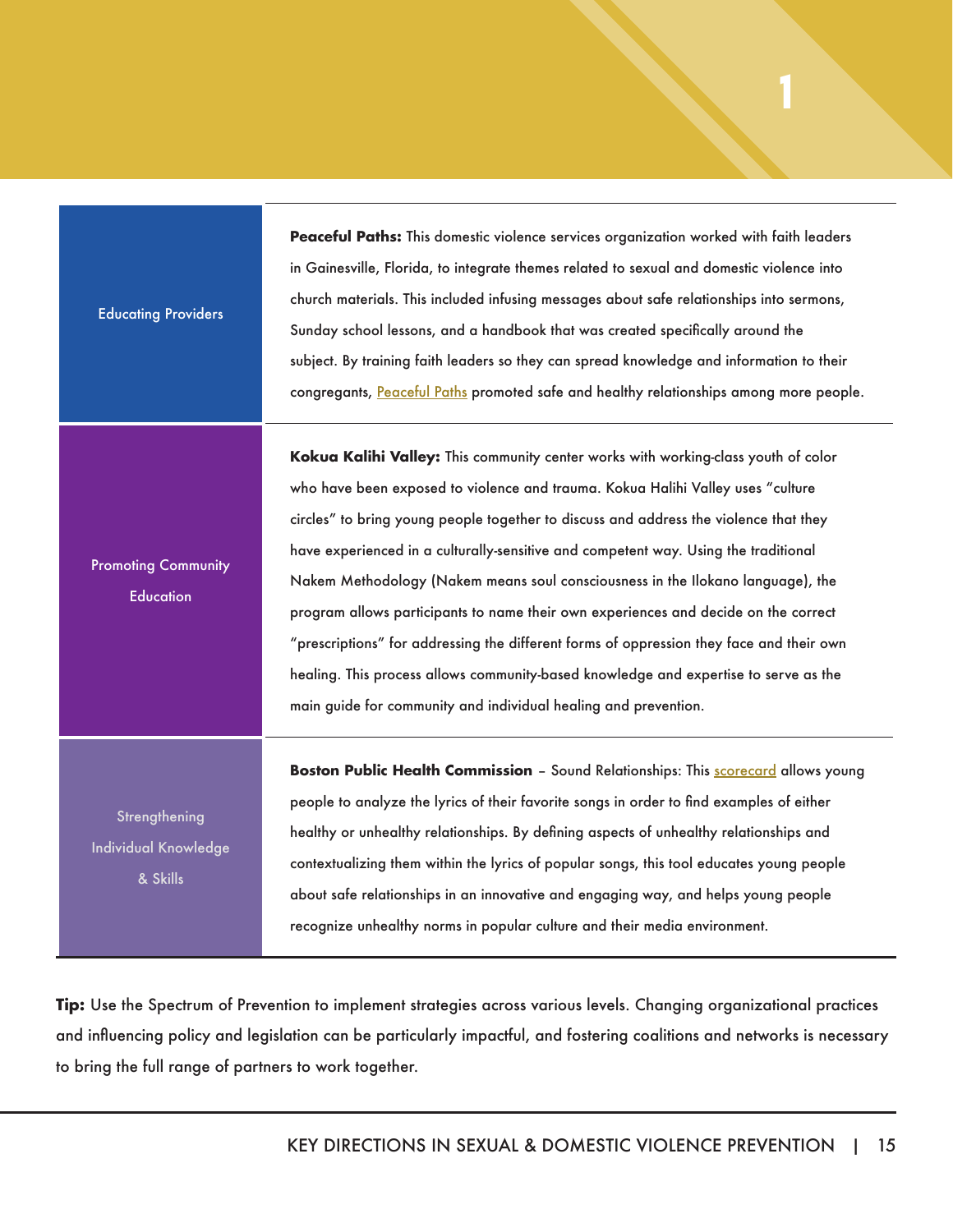| | |
|---|---|
| Educating Providers | **Peaceful Paths:** This domestic violence services organization worked with faith leaders in Gainesville, Florida, to integrate themes related to sexual and domestic violence into church materials. This included infusing messages about safe relationships into sermons, Sunday school lessons, and a handbook that was created specifically around the subject. By training faith leaders so they can spread knowledge and information to their congregants, Peaceful Paths promoted safe and healthy relationships among more people. |
| Promoting Community Education | **Kokua Kalihi Valley:** This community center works with working-class youth of color who have been exposed to violence and trauma. Kokua Halihi Valley uses "culture circles" to bring young people together to discuss and address the violence that they have experienced in a culturally-sensitive and competent way. Using the traditional Nakem Methodology (Nakem means soul consciousness in the Ilokano language), the program allows participants to name their own experiences and decide on the correct "prescriptions" for addressing the different forms of oppression they face and their own healing. This process allows community-based knowledge and expertise to serve as the main guide for community and individual healing and prevention. |
| Strengthening Individual Knowledge & Skills | **Boston Public Health Commission** – Sound Relationships: This scorecard allows young people to analyze the lyrics of their favorite songs in order to find examples of either healthy or unhealthy relationships. By defining aspects of unhealthy relationships and contextualizing them within the lyrics of popular songs, this tool educates young people about safe relationships in an innovative and engaging way, and helps young people recognize unhealthy norms in popular culture and their media environment. |

**Tip:** Use the Spectrum of Prevention to implement strategies across various levels. Changing organizational practices and influencing policy and legislation can be particularly impactful, and fostering coalitions and networks is necessary to bring the full range of partners to work together.